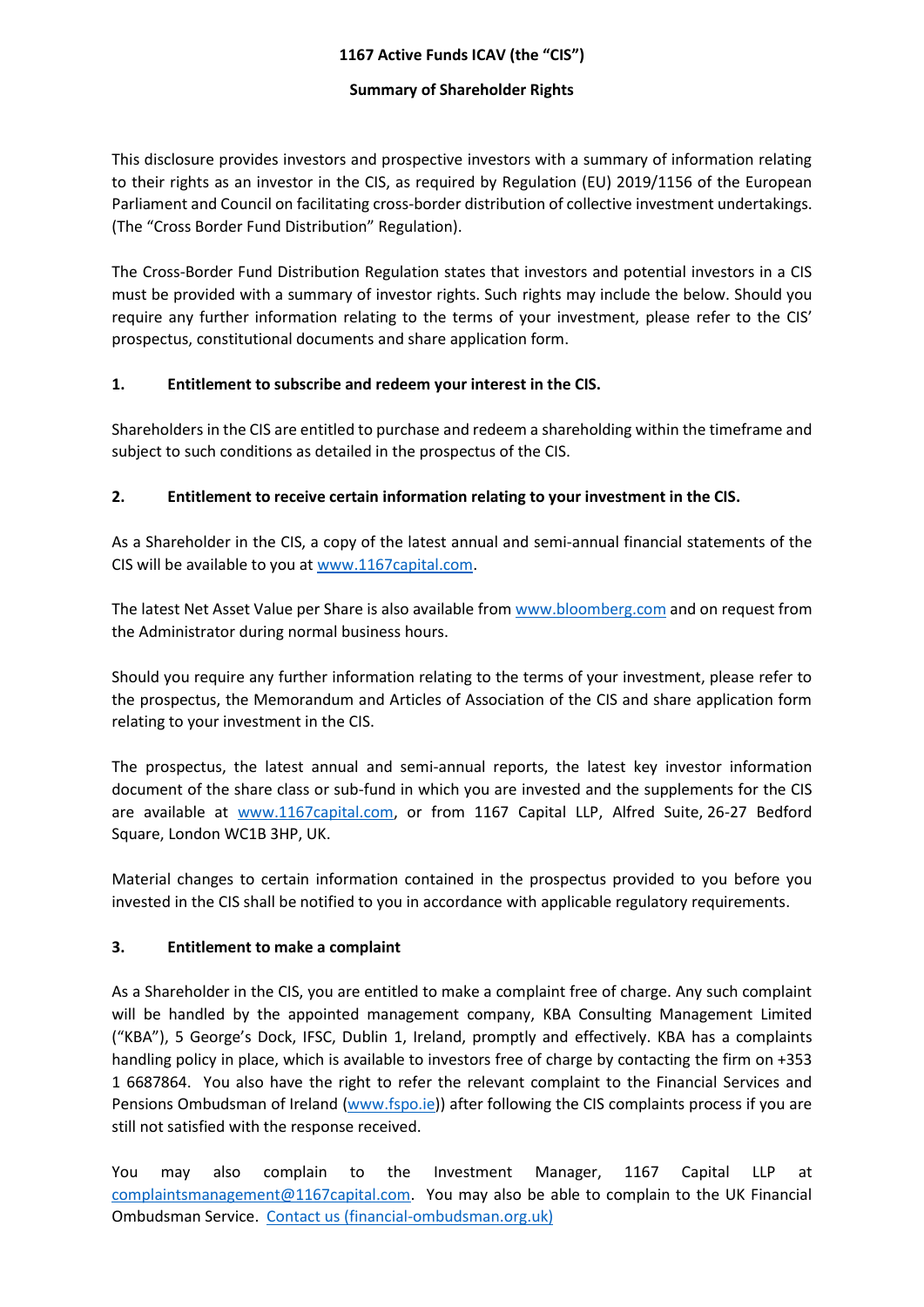# 1167 Active Funds ICAV (the "CIS")

## Summary of Shareholder Rights

This disclosure provides investors and prospective investors with a summary of information relating to their rights as an investor in the CIS, as required by Regulation (EU) 2019/1156 of the European Parliament and Council on facilitating cross-border distribution of collective investment undertakings. (The "Cross Border Fund Distribution" Regulation).

The Cross-Border Fund Distribution Regulation states that investors and potential investors in a CIS must be provided with a summary of investor rights. Such rights may include the below. Should you require any further information relating to the terms of your investment, please refer to the CIS' prospectus, constitutional documents and share application form.

### 1. Entitlement to subscribe and redeem your interest in the CIS.

Shareholders in the CIS are entitled to purchase and redeem a shareholding within the timeframe and subject to such conditions as detailed in the prospectus of the CIS.

### 2. Entitlement to receive certain information relating to your investment in the CIS.

As a Shareholder in the CIS, a copy of the latest annual and semi-annual financial statements of the CIS will be available to you at www.1167capital.com.

The latest Net Asset Value per Share is also available from www.bloomberg.com and on request from the Administrator during normal business hours.

Should you require any further information relating to the terms of your investment, please refer to the prospectus, the Memorandum and Articles of Association of the CIS and share application form relating to your investment in the CIS.

The prospectus, the latest annual and semi-annual reports, the latest key investor information document of the share class or sub-fund in which you are invested and the supplements for the CIS are available at www.1167capital.com, or from 1167 Capital LLP, Alfred Suite, 26-27 Bedford Square, London WC1B 3HP, UK.

Material changes to certain information contained in the prospectus provided to you before you invested in the CIS shall be notified to you in accordance with applicable regulatory requirements.

### 3. Entitlement to make a complaint

As a Shareholder in the CIS, you are entitled to make a complaint free of charge. Any such complaint will be handled by the appointed management company, KBA Consulting Management Limited ("KBA"), 5 George's Dock, IFSC, Dublin 1, Ireland, promptly and effectively. KBA has a complaints handling policy in place, which is available to investors free of charge by contacting the firm on +353 1 6687864. You also have the right to refer the relevant complaint to the Financial Services and Pensions Ombudsman of Ireland (www.fspo.ie)) after following the CIS complaints process if you are still not satisfied with the response received.

You may also complain to the Investment Manager, 1167 Capital LLP at complaintsmanagement@1167capital.com. You may also be able to complain to the UK Financial Ombudsman Service. Contact us (financial-ombudsman.org.uk)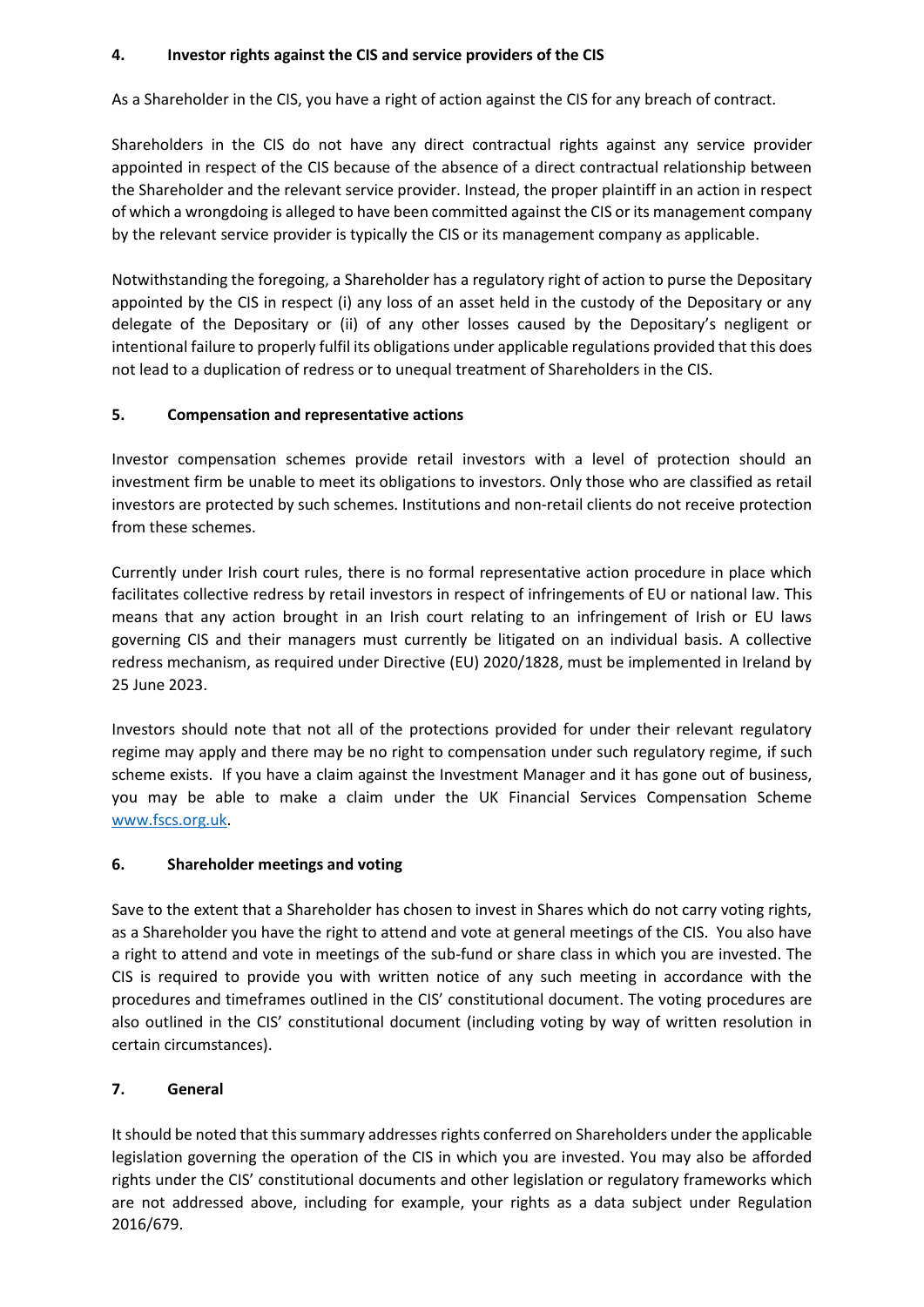## 4. Investor rights against the CIS and service providers of the CIS

As a Shareholder in the CIS, you have a right of action against the CIS for any breach of contract.

Shareholders in the CIS do not have any direct contractual rights against any service provider appointed in respect of the CIS because of the absence of a direct contractual relationship between the Shareholder and the relevant service provider. Instead, the proper plaintiff in an action in respect of which a wrongdoing is alleged to have been committed against the CIS or its management company by the relevant service provider is typically the CIS or its management company as applicable.

Notwithstanding the foregoing, a Shareholder has a regulatory right of action to purse the Depositary appointed by the CIS in respect (i) any loss of an asset held in the custody of the Depositary or any delegate of the Depositary or (ii) of any other losses caused by the Depositary's negligent or intentional failure to properly fulfil its obligations under applicable regulations provided that this does not lead to a duplication of redress or to unequal treatment of Shareholders in the CIS.

## 5. Compensation and representative actions

Investor compensation schemes provide retail investors with a level of protection should an investment firm be unable to meet its obligations to investors. Only those who are classified as retail investors are protected by such schemes. Institutions and non-retail clients do not receive protection from these schemes.

Currently under Irish court rules, there is no formal representative action procedure in place which facilitates collective redress by retail investors in respect of infringements of EU or national law. This means that any action brought in an Irish court relating to an infringement of Irish or EU laws governing CIS and their managers must currently be litigated on an individual basis. A collective redress mechanism, as required under Directive (EU) 2020/1828, must be implemented in Ireland by 25 June 2023.

Investors should note that not all of the protections provided for under their relevant regulatory regime may apply and there may be no right to compensation under such regulatory regime, if such scheme exists. If you have a claim against the Investment Manager and it has gone out of business, you may be able to make a claim under the UK Financial Services Compensation Scheme [www.fscs.org.uk](http://www.fscs.org.uk).

## 6. Shareholder meetings and voting

Save to the extent that a Shareholder has chosen to invest in Shares which do not carry voting rights, as a Shareholder you have the right to attend and vote at general meetings of the CIS. You also have a right to attend and vote in meetings of the sub-fund or share class in which you are invested. The CIS is required to provide you with written notice of any such meeting in accordance with the procedures and timeframes outlined in the CIS' constitutional document. The voting procedures are also outlined in the CIS' constitutional document (including voting by way of written resolution in certain circumstances).

## 7. General

It should be noted that this summary addresses rights conferred on Shareholders under the applicable legislation governing the operation of the CIS in which you are invested. You may also be afforded rights under the CIS' constitutional documents and other legislation or regulatory frameworks which are not addressed above, including for example, your rights as a data subject under Regulation 2016/679.